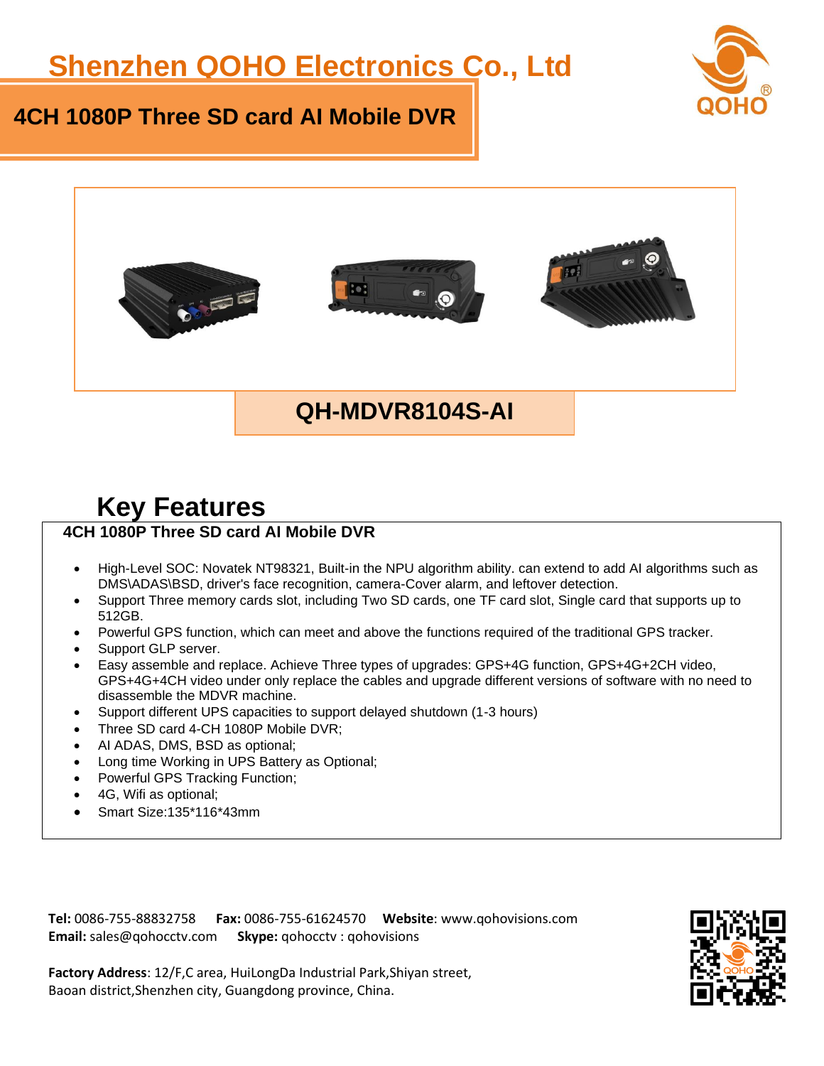# Shenzhen QOHO Electronics Co., Ltd

## 4CH 1080P Three SD card AI Mobile DVR

## QH-MDVR8104S-AI

## Key Features

**4CH 1080P Three SD card AI Mobile DVR**

- High-Level SOC: Novatek NT98321, Built-in the NPU algorithm ability. can extend to add AI algorithms such as DMS\ADAS\BSD, driver's face recognition, camera-Cover alarm, and leftover detection.
- Support Three memory cards slot, including Two SD cards, one TF card slot, Single card that supports up to 512GB.
- Powerful GPS function, which can meet and above the functions required of the traditional GPS tracker.
- Support GLP server.
- Easy assemble and replace. Achieve Three types of upgrades: GPS+4G function, GPS+4G+2CH video, GPS+4G+4CH video under only replace the cables and upgrade different versions of software with no need to disassemble the MDVR machine.
- Support different UPS capacities to support delayed shutdown (1-3 hours)
- Three SD card 4-CH 1080P Mobile DVR;
- AI ADAS, DMS, BSD as optional;
- Long time Working in UPS Battery as Optional;
- Powerful GPS Tracking Function;
- 4G, Wifi as optional;
- Smart Size:135*116*43mm

**Tel:** 0086-755-88832758 **Fax:** 0086-755-61624570 **Website**: www.qohovisions.com
**Email:** sales@qohocctv.com **Skype:** qohocctv : qohovisions

**Factory Address**: 12/F,C area, HuiLongDa Industrial Park,Shiyan street, Baoan district,Shenzhen city, Guangdong province, China.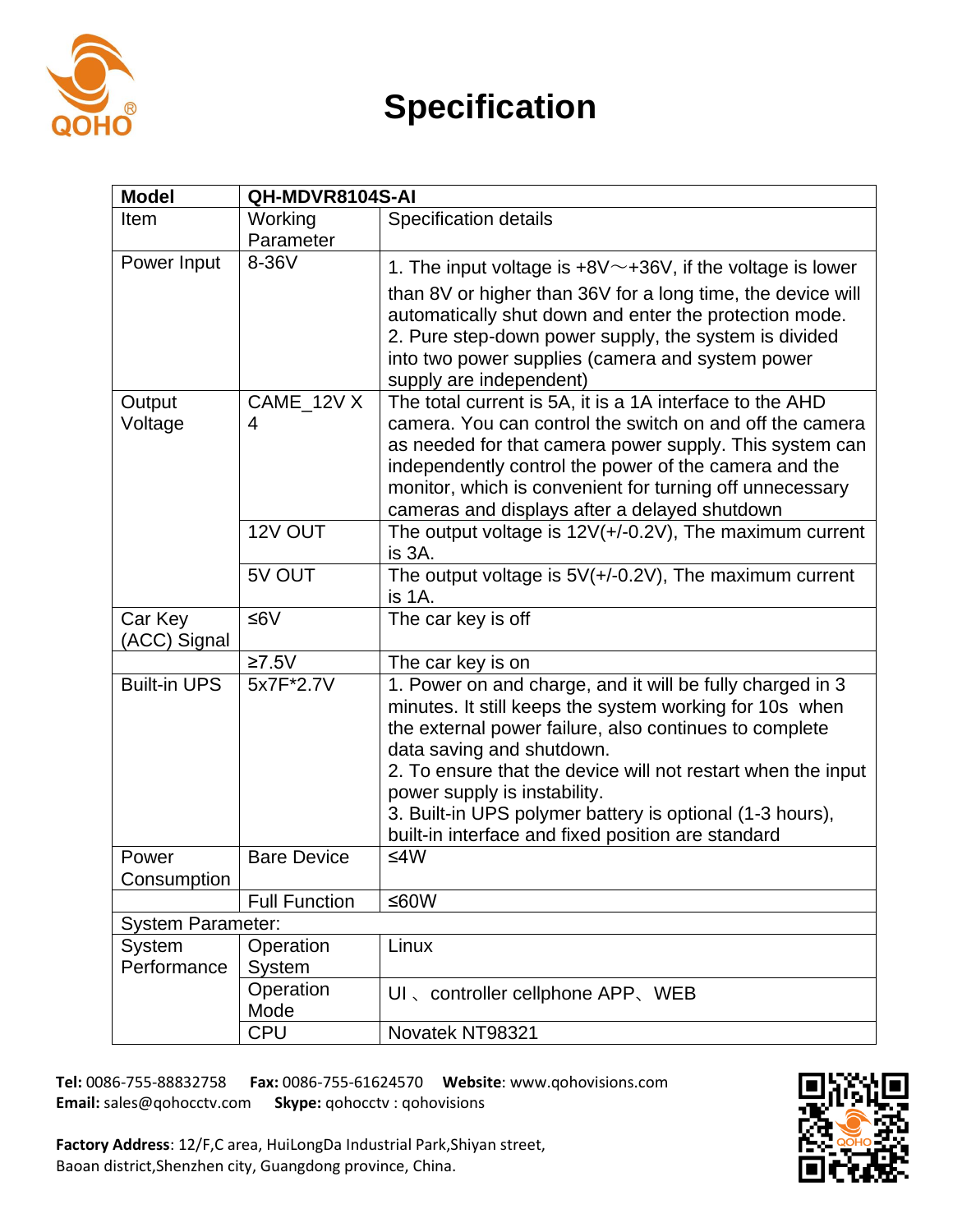# Specification

| Model | QH-MDVR8104S-AI | |
|---|---|---|
| Item | Working Parameter | Specification details |
| Power Input | 8-36V | 1. The input voltage is +8V～+36V, if the voltage is lower than 8V or higher than 36V for a long time, the device will automatically shut down and enter the protection mode.<br>2. Pure step-down power supply, the system is divided into two power supplies (camera and system power supply are independent) |
| Output Voltage | CAME_12V X 4 | The total current is 5A, it is a 1A interface to the AHD camera. You can control the switch on and off the camera as needed for that camera power supply. This system can independently control the power of the camera and the monitor, which is convenient for turning off unnecessary cameras and displays after a delayed shutdown |
| | 12V OUT | The output voltage is 12V(+/-0.2V), The maximum current is 3A. |
| | 5V OUT | The output voltage is 5V(+/-0.2V), The maximum current is 1A. |
| Car Key (ACC) Signal | ≤6V | The car key is off |
| | ≥7.5V | The car key is on |
| Built-in UPS | 5x7F*2.7V | 1. Power on and charge, and it will be fully charged in 3 minutes. It still keeps the system working for 10s when the external power failure, also continues to complete data saving and shutdown.<br>2. To ensure that the device will not restart when the input power supply is instability.<br>3. Built-in UPS polymer battery is optional (1-3 hours), built-in interface and fixed position are standard |
| Power Consumption | Bare Device | ≤4W |
| | Full Function | ≤60W |
| System Parameter: | | |
| System Performance | Operation System | Linux |
| | Operation Mode | UI 、controller cellphone APP、WEB |
| | CPU | Novatek NT98321 |

**Tel:** 0086-755-88832758 **Fax:** 0086-755-61624570 **Website**: www.qohovisions.com
**Email:** sales@qohocctv.com **Skype:** qohocctv : qohovisions

**Factory Address**: 12/F,C area, HuiLongDa Industrial Park,Shiyan street, Baoan district,Shenzhen city, Guangdong province, China.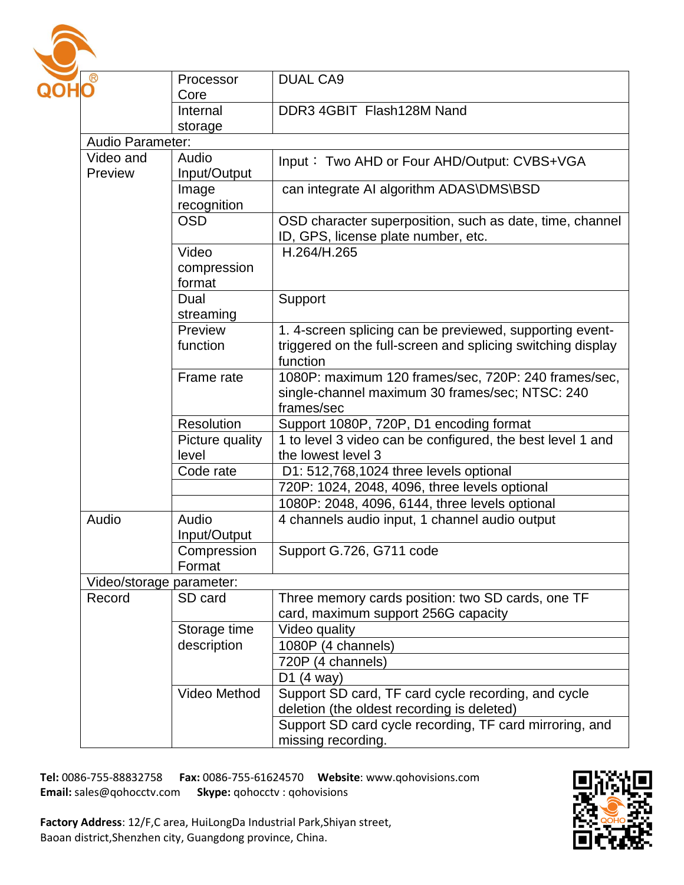| | | |
|---|---|---|
| | Processor Core | DUAL CA9 |
| | Internal storage | DDR3 4GBIT  Flash128M Nand |
| Audio Parameter: | | |
| Video and Preview | Audio Input/Output | Input： Two AHD or Four AHD/Output: CVBS+VGA |
| | Image recognition | can integrate AI algorithm ADAS\DMS\BSD |
| | OSD | OSD character superposition, such as date, time, channel ID, GPS, license plate number, etc. |
| | Video compression format | H.264/H.265 |
| | Dual streaming | Support |
| | Preview function | 1. 4-screen splicing can be previewed, supporting event-triggered on the full-screen and splicing switching display function |
| | Frame rate | 1080P: maximum 120 frames/sec, 720P: 240 frames/sec, single-channel maximum 30 frames/sec; NTSC: 240 frames/sec |
| | Resolution | Support 1080P, 720P, D1 encoding format |
| | Picture quality level | 1 to level 3 video can be configured, the best level 1 and the lowest level 3 |
| | Code rate | D1: 512,768,1024 three levels optional |
| | | 720P: 1024, 2048, 4096, three levels optional |
| | | 1080P: 2048, 4096, 6144, three levels optional |
| Audio | Audio Input/Output | 4 channels audio input, 1 channel audio output |
| | Compression Format | Support G.726, G711 code |
| Video/storage parameter: | | |
| Record | SD card | Three memory cards position: two SD cards, one TF card, maximum support 256G capacity |
| | Storage time description | Video quality |
| | | 1080P (4 channels) |
| | | 720P (4 channels) |
| | | D1 (4 way) |
| | Video Method | Support SD card, TF card cycle recording, and cycle deletion (the oldest recording is deleted) |
| | | Support SD card cycle recording, TF card mirroring, and missing recording. |

**Tel:** 0086-755-88832758 **Fax:** 0086-755-61624570 **Website**: www.qohovisions.com
**Email:** sales@qohocctv.com **Skype:** qohocctv : qohovisions

**Factory Address**: 12/F,C area, HuiLongDa Industrial Park,Shiyan street, Baoan district,Shenzhen city, Guangdong province, China.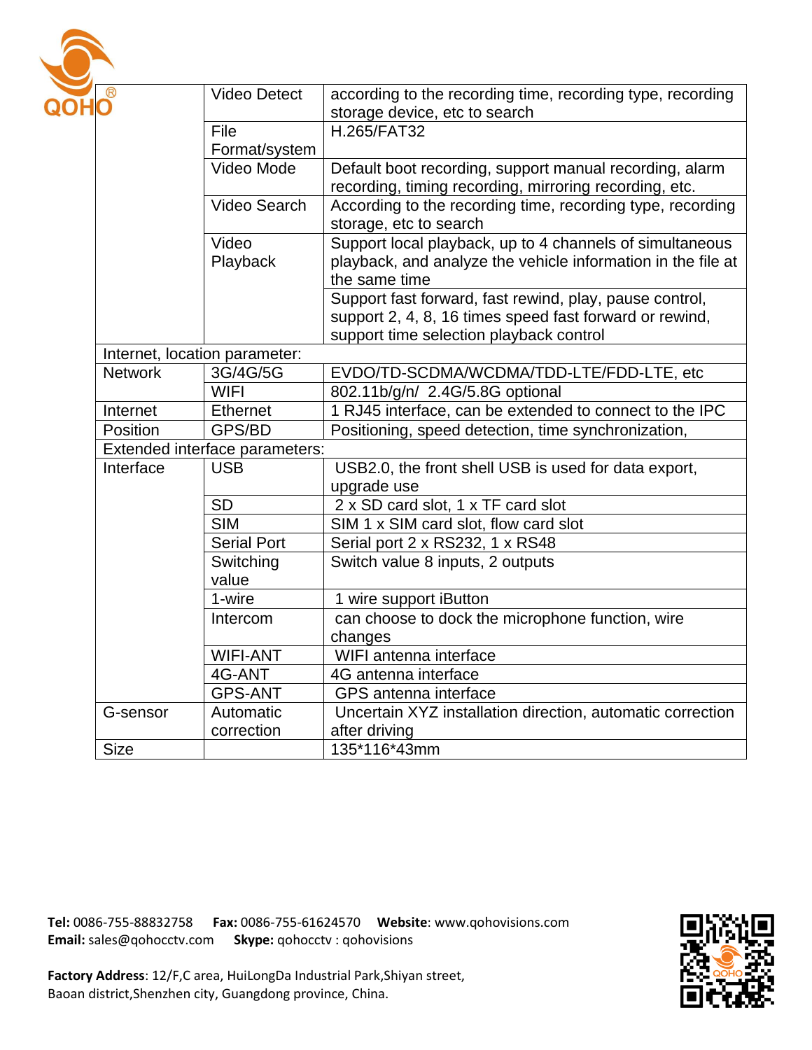| | | |
|---|---|---|
| | Video Detect | according to the recording time, recording type, recording storage device, etc to search |
| | File Format/system | H.265/FAT32 |
| | Video Mode | Default boot recording, support manual recording, alarm recording, timing recording, mirroring recording, etc. |
| | Video Search | According to the recording time, recording type, recording storage, etc to search |
| | Video Playback | Support local playback, up to 4 channels of simultaneous playback, and analyze the vehicle information in the file at the same time |
| | | Support fast forward, fast rewind, play, pause control, support 2, 4, 8, 16 times speed fast forward or rewind, support time selection playback control |
| Internet, location parameter: | | |
| Network | 3G/4G/5G | EVDO/TD-SCDMA/WCDMA/TDD-LTE/FDD-LTE, etc |
| | WIFI | 802.11b/g/n/ 2.4G/5.8G optional |
| Internet | Ethernet | 1 RJ45 interface, can be extended to connect to the IPC |
| Position | GPS/BD | Positioning, speed detection, time synchronization, |
| Extended interface parameters: | | |
| Interface | USB | USB2.0, the front shell USB is used for data export, upgrade use |
| | SD | 2 x SD card slot, 1 x TF card slot |
| | SIM | SIM 1 x SIM card slot, flow card slot |
| | Serial Port | Serial port 2 x RS232, 1 x RS48 |
| | Switching value | Switch value 8 inputs, 2 outputs |
| | 1-wire | 1 wire support iButton |
| | Intercom | can choose to dock the microphone function, wire changes |
| | WIFI-ANT | WIFI antenna interface |
| | 4G-ANT | 4G antenna interface |
| | GPS-ANT | GPS antenna interface |
| G-sensor | Automatic correction | Uncertain XYZ installation direction, automatic correction after driving |
| Size | | 135*116*43mm |

**Tel:** 0086-755-88832758 **Fax:** 0086-755-61624570 **Website**: www.qohovisions.com
**Email:** sales@qohocctv.com **Skype:** qohocctv : qohovisions

**Factory Address**: 12/F,C area, HuiLongDa Industrial Park,Shiyan street, Baoan district,Shenzhen city, Guangdong province, China.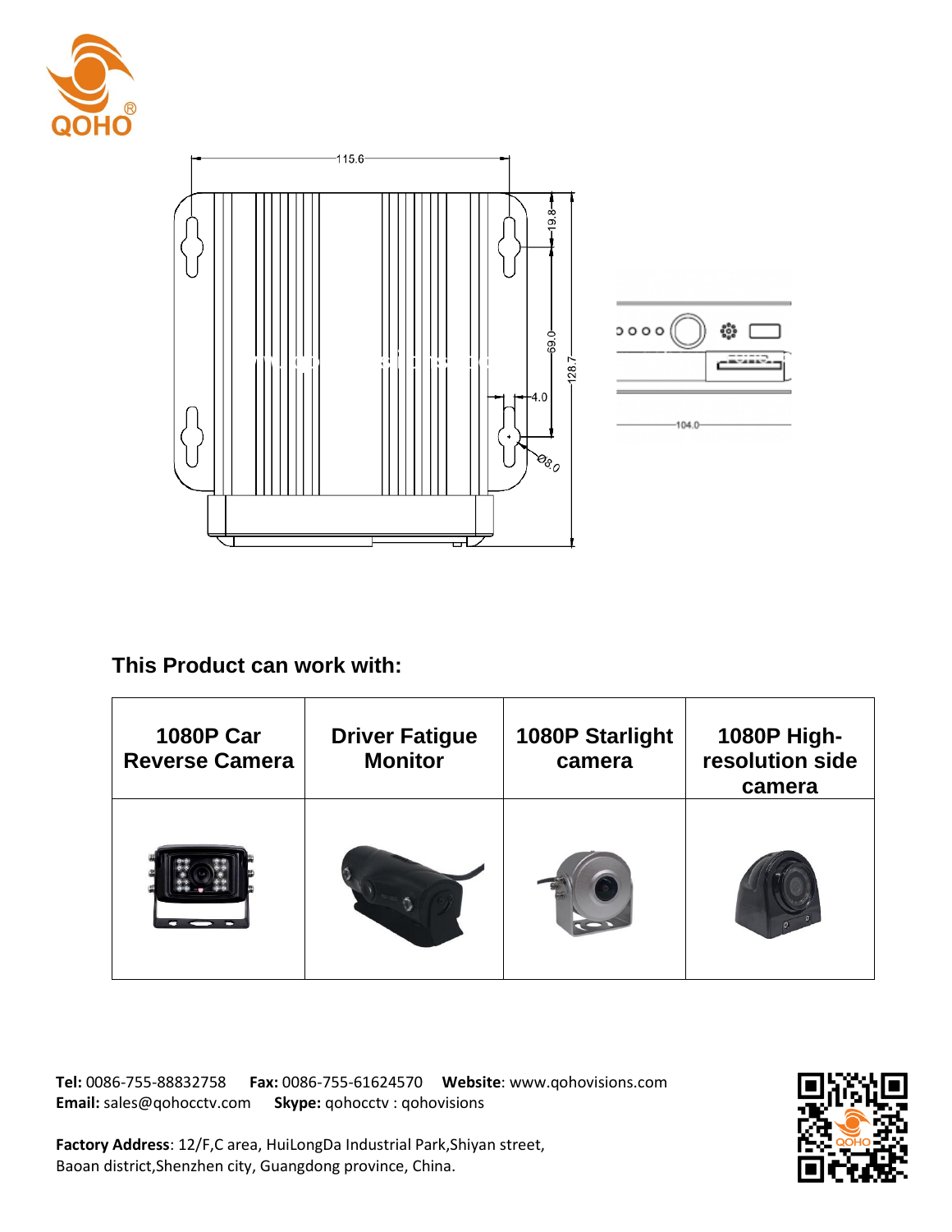115.6

19.8

69.0

128.7

4.0

Ø8.0

104.0

## This Product can work with:

| 1080P Car Reverse Camera | Driver Fatigue Monitor | 1080P Starlight camera | 1080P High-resolution side camera |
|---|---|---|---|
| | | | |

**Tel:** 0086-755-88832758 **Fax:** 0086-755-61624570 **Website**: www.qohovisions.com
**Email:** sales@qohocctv.com **Skype:** qohocctv : qohovisions

**Factory Address**: 12/F,C area, HuiLongDa Industrial Park,Shiyan street, Baoan district,Shenzhen city, Guangdong province, China.